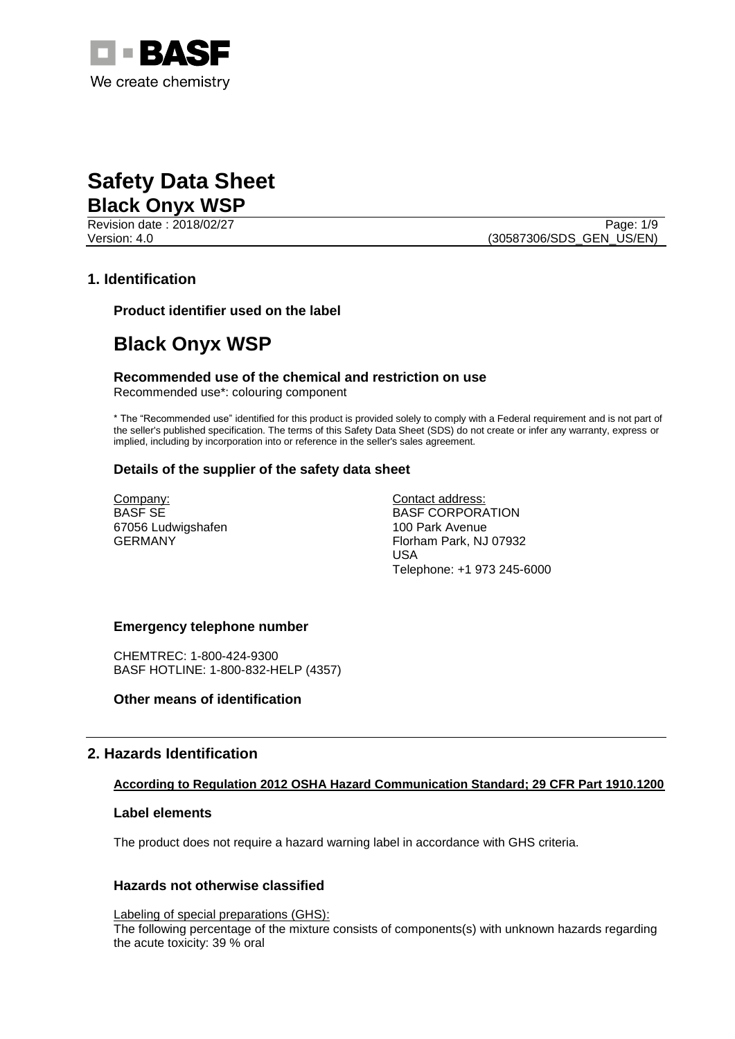# Safety Data Sheet

## Black Onyx WSP

Revision date : 2018/02/27
Version: 4.0
(30587306/SDS_GEN_US/EN)

## 1. Identification

### Product identifier used on the label

# Black Onyx WSP

### Recommended use of the chemical and restriction on use

Recommended use*: colouring component

\* The "Recommended use" identified for this product is provided solely to comply with a Federal requirement and is not part of the seller's published specification. The terms of this Safety Data Sheet (SDS) do not create or infer any warranty, express or implied, including by incorporation into or reference in the seller's sales agreement.

### Details of the supplier of the safety data sheet

Company:
BASF SE
67056 Ludwigshafen
GERMANY

Contact address:
BASF CORPORATION
100 Park Avenue
Florham Park, NJ 07932
USA
Telephone: +1 973 245-6000

### Emergency telephone number

CHEMTREC: 1-800-424-9300
BASF HOTLINE: 1-800-832-HELP (4357)

### Other means of identification

## 2. Hazards Identification

**According to Regulation 2012 OSHA Hazard Communication Standard; 29 CFR Part 1910.1200**

### Label elements

The product does not require a hazard warning label in accordance with GHS criteria.

### Hazards not otherwise classified

Labeling of special preparations (GHS):
The following percentage of the mixture consists of components(s) with unknown hazards regarding the acute toxicity: 39 % oral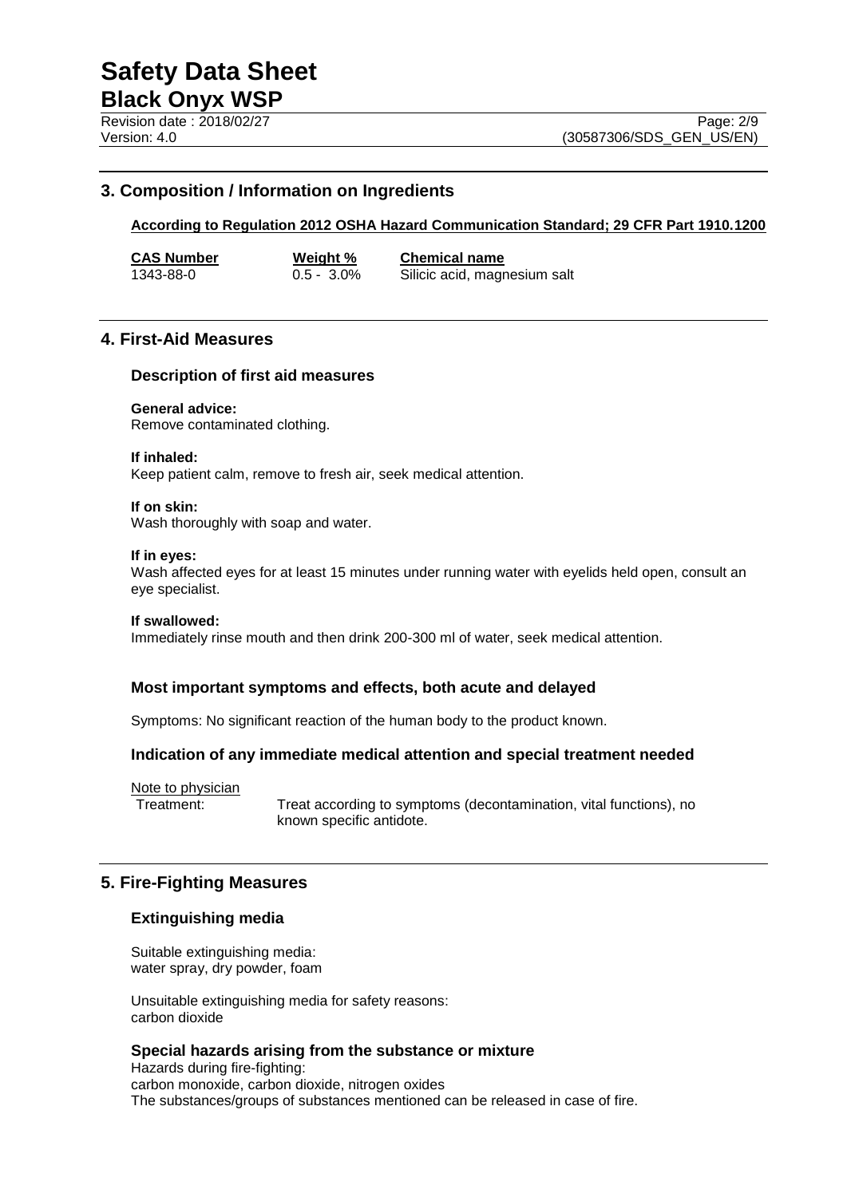## 3. Composition / Information on Ingredients

**According to Regulation 2012 OSHA Hazard Communication Standard; 29 CFR Part 1910.1200**

| CAS Number | Weight % | Chemical name |
| --- | --- | --- |
| 1343-88-0 | 0.5 - 3.0% | Silicic acid, magnesium salt |

## 4. First-Aid Measures

### Description of first aid measures

**General advice:**
Remove contaminated clothing.

**If inhaled:**
Keep patient calm, remove to fresh air, seek medical attention.

**If on skin:**
Wash thoroughly with soap and water.

**If in eyes:**
Wash affected eyes for at least 15 minutes under running water with eyelids held open, consult an eye specialist.

**If swallowed:**
Immediately rinse mouth and then drink 200-300 ml of water, seek medical attention.

### Most important symptoms and effects, both acute and delayed

Symptoms: No significant reaction of the human body to the product known.

### Indication of any immediate medical attention and special treatment needed

Note to physician

Treatment: Treat according to symptoms (decontamination, vital functions), no known specific antidote.

## 5. Fire-Fighting Measures

### Extinguishing media

Suitable extinguishing media:
water spray, dry powder, foam

Unsuitable extinguishing media for safety reasons:
carbon dioxide

### Special hazards arising from the substance or mixture

Hazards during fire-fighting:
carbon monoxide, carbon dioxide, nitrogen oxides
The substances/groups of substances mentioned can be released in case of fire.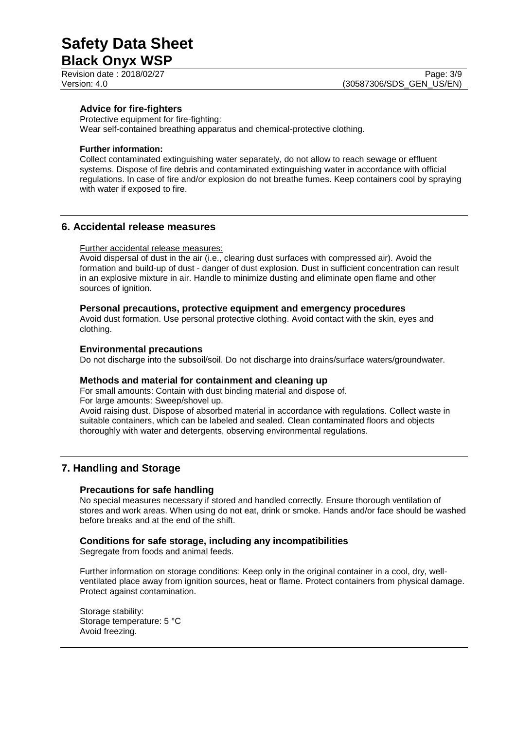### Advice for fire-fighters

Protective equipment for fire-fighting:
Wear self-contained breathing apparatus and chemical-protective clothing.

**Further information:**
Collect contaminated extinguishing water separately, do not allow to reach sewage or effluent systems. Dispose of fire debris and contaminated extinguishing water in accordance with official regulations. In case of fire and/or explosion do not breathe fumes. Keep containers cool by spraying with water if exposed to fire.

## 6. Accidental release measures

Further accidental release measures:
Avoid dispersal of dust in the air (i.e., clearing dust surfaces with compressed air). Avoid the formation and build-up of dust - danger of dust explosion. Dust in sufficient concentration can result in an explosive mixture in air. Handle to minimize dusting and eliminate open flame and other sources of ignition.

### Personal precautions, protective equipment and emergency procedures

Avoid dust formation. Use personal protective clothing. Avoid contact with the skin, eyes and clothing.

### Environmental precautions

Do not discharge into the subsoil/soil. Do not discharge into drains/surface waters/groundwater.

### Methods and material for containment and cleaning up

For small amounts: Contain with dust binding material and dispose of.
For large amounts: Sweep/shovel up.
Avoid raising dust. Dispose of absorbed material in accordance with regulations. Collect waste in suitable containers, which can be labeled and sealed. Clean contaminated floors and objects thoroughly with water and detergents, observing environmental regulations.

## 7. Handling and Storage

### Precautions for safe handling

No special measures necessary if stored and handled correctly. Ensure thorough ventilation of stores and work areas. When using do not eat, drink or smoke. Hands and/or face should be washed before breaks and at the end of the shift.

### Conditions for safe storage, including any incompatibilities

Segregate from foods and animal feeds.

Further information on storage conditions: Keep only in the original container in a cool, dry, well-ventilated place away from ignition sources, heat or flame. Protect containers from physical damage. Protect against contamination.

Storage stability:
Storage temperature: 5 °C
Avoid freezing.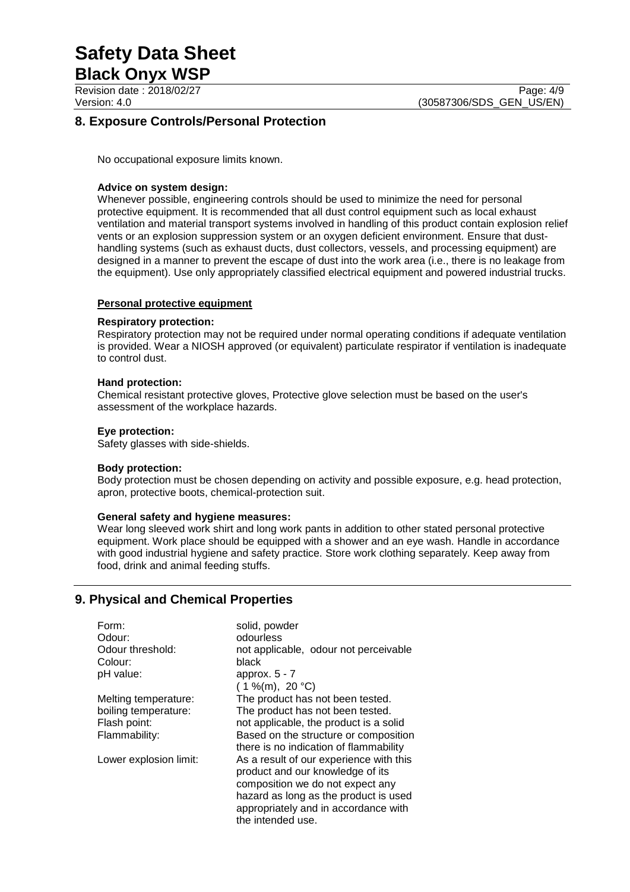## 8. Exposure Controls/Personal Protection

No occupational exposure limits known.

**Advice on system design:**
Whenever possible, engineering controls should be used to minimize the need for personal protective equipment. It is recommended that all dust control equipment such as local exhaust ventilation and material transport systems involved in handling of this product contain explosion relief vents or an explosion suppression system or an oxygen deficient environment. Ensure that dust-handling systems (such as exhaust ducts, dust collectors, vessels, and processing equipment) are designed in a manner to prevent the escape of dust into the work area (i.e., there is no leakage from the equipment). Use only appropriately classified electrical equipment and powered industrial trucks.

**Personal protective equipment**

**Respiratory protection:**
Respiratory protection may not be required under normal operating conditions if adequate ventilation is provided. Wear a NIOSH approved (or equivalent) particulate respirator if ventilation is inadequate to control dust.

**Hand protection:**
Chemical resistant protective gloves, Protective glove selection must be based on the user's assessment of the workplace hazards.

**Eye protection:**
Safety glasses with side-shields.

**Body protection:**
Body protection must be chosen depending on activity and possible exposure, e.g. head protection, apron, protective boots, chemical-protection suit.

**General safety and hygiene measures:**
Wear long sleeved work shirt and long work pants in addition to other stated personal protective equipment. Work place should be equipped with a shower and an eye wash. Handle in accordance with good industrial hygiene and safety practice. Store work clothing separately. Keep away from food, drink and animal feeding stuffs.

## 9. Physical and Chemical Properties

| | |
|---|---|
| Form: | solid, powder |
| Odour: | odourless |
| Odour threshold: | not applicable, odour not perceivable |
| Colour: | black |
| pH value: | approx. 5 - 7 ( 1 %(m), 20 °C) |
| Melting temperature: | The product has not been tested. |
| boiling temperature: | The product has not been tested. |
| Flash point: | not applicable, the product is a solid |
| Flammability: | Based on the structure or composition there is no indication of flammability |
| Lower explosion limit: | As a result of our experience with this product and our knowledge of its composition we do not expect any hazard as long as the product is used appropriately and in accordance with the intended use. |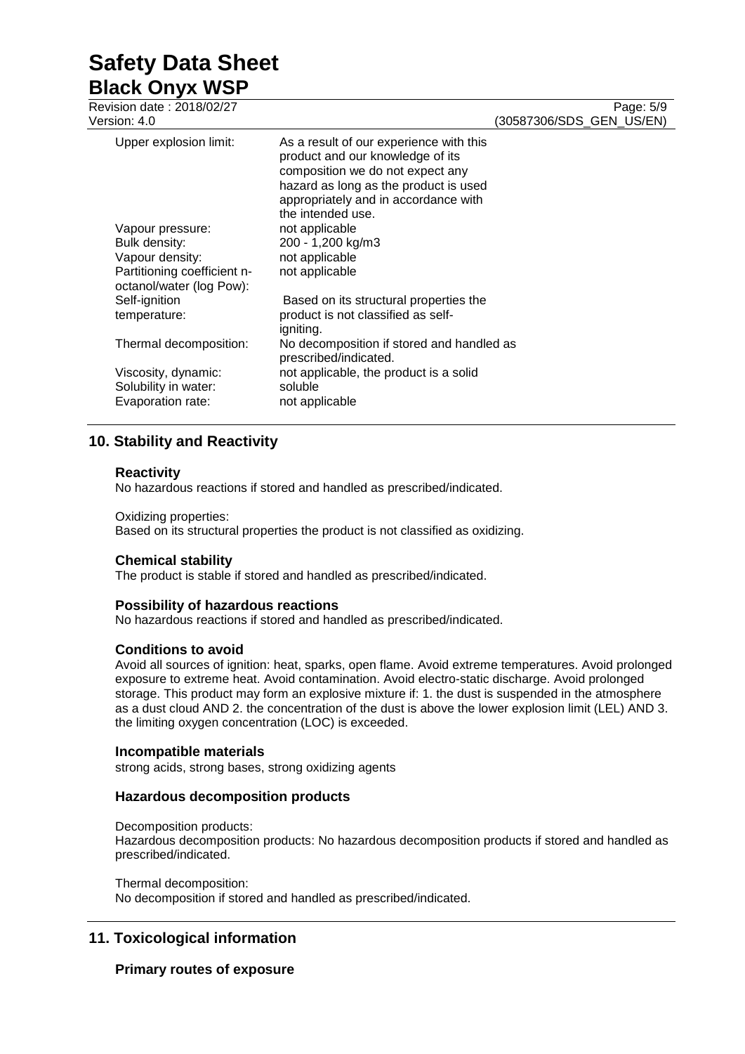| | |
|---|---|
| Upper explosion limit: | As a result of our experience with this product and our knowledge of its composition we do not expect any hazard as long as the product is used appropriately and in accordance with the intended use. |
| Vapour pressure: | not applicable |
| Bulk density: | 200 - 1,200 kg/m3 |
| Vapour density: | not applicable |
| Partitioning coefficient n-octanol/water (log Pow): | not applicable |
| Self-ignition temperature: | Based on its structural properties the product is not classified as self-igniting. |
| Thermal decomposition: | No decomposition if stored and handled as prescribed/indicated. |
| Viscosity, dynamic: | not applicable, the product is a solid |
| Solubility in water: | soluble |
| Evaporation rate: | not applicable |

## 10. Stability and Reactivity

### Reactivity

No hazardous reactions if stored and handled as prescribed/indicated.

Oxidizing properties:
Based on its structural properties the product is not classified as oxidizing.

### Chemical stability

The product is stable if stored and handled as prescribed/indicated.

### Possibility of hazardous reactions

No hazardous reactions if stored and handled as prescribed/indicated.

### Conditions to avoid

Avoid all sources of ignition: heat, sparks, open flame. Avoid extreme temperatures. Avoid prolonged exposure to extreme heat. Avoid contamination. Avoid electro-static discharge. Avoid prolonged storage. This product may form an explosive mixture if: 1. the dust is suspended in the atmosphere as a dust cloud AND 2. the concentration of the dust is above the lower explosion limit (LEL) AND 3. the limiting oxygen concentration (LOC) is exceeded.

### Incompatible materials

strong acids, strong bases, strong oxidizing agents

### Hazardous decomposition products

Decomposition products:
Hazardous decomposition products: No hazardous decomposition products if stored and handled as prescribed/indicated.

Thermal decomposition:
No decomposition if stored and handled as prescribed/indicated.

## 11. Toxicological information

### Primary routes of exposure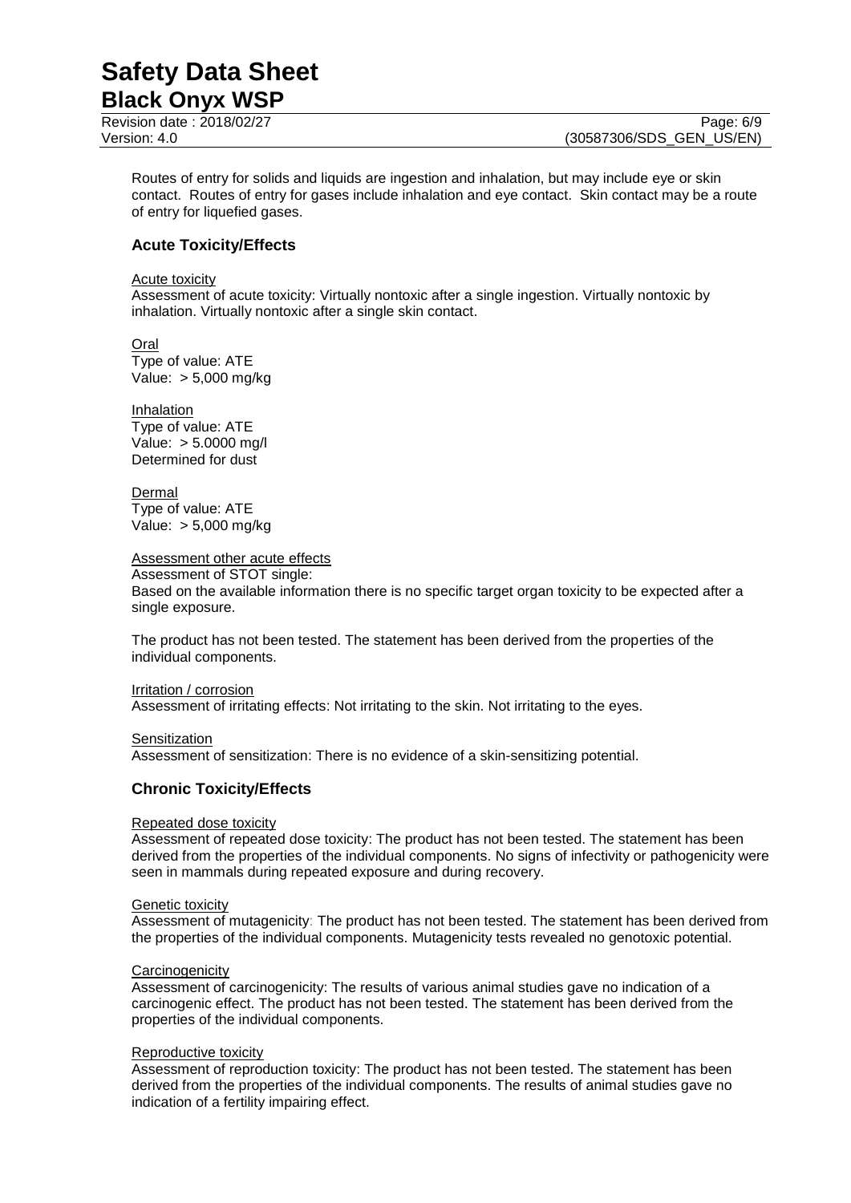Routes of entry for solids and liquids are ingestion and inhalation, but may include eye or skin contact. Routes of entry for gases include inhalation and eye contact. Skin contact may be a route of entry for liquefied gases.

## Acute Toxicity/Effects

Acute toxicity

Assessment of acute toxicity: Virtually nontoxic after a single ingestion. Virtually nontoxic by inhalation. Virtually nontoxic after a single skin contact.

Oral

Type of value: ATE

Value: > 5,000 mg/kg

Inhalation

Type of value: ATE

Value: > 5.0000 mg/l

Determined for dust

Dermal

Type of value: ATE

Value: > 5,000 mg/kg

Assessment other acute effects

Assessment of STOT single:

Based on the available information there is no specific target organ toxicity to be expected after a single exposure.

The product has not been tested. The statement has been derived from the properties of the individual components.

Irritation / corrosion

Assessment of irritating effects: Not irritating to the skin. Not irritating to the eyes.

Sensitization

Assessment of sensitization: There is no evidence of a skin-sensitizing potential.

## Chronic Toxicity/Effects

Repeated dose toxicity

Assessment of repeated dose toxicity: The product has not been tested. The statement has been derived from the properties of the individual components. No signs of infectivity or pathogenicity were seen in mammals during repeated exposure and during recovery.

Genetic toxicity

Assessment of mutagenicity: The product has not been tested. The statement has been derived from the properties of the individual components. Mutagenicity tests revealed no genotoxic potential.

Carcinogenicity

Assessment of carcinogenicity: The results of various animal studies gave no indication of a carcinogenic effect. The product has not been tested. The statement has been derived from the properties of the individual components.

Reproductive toxicity

Assessment of reproduction toxicity: The product has not been tested. The statement has been derived from the properties of the individual components. The results of animal studies gave no indication of a fertility impairing effect.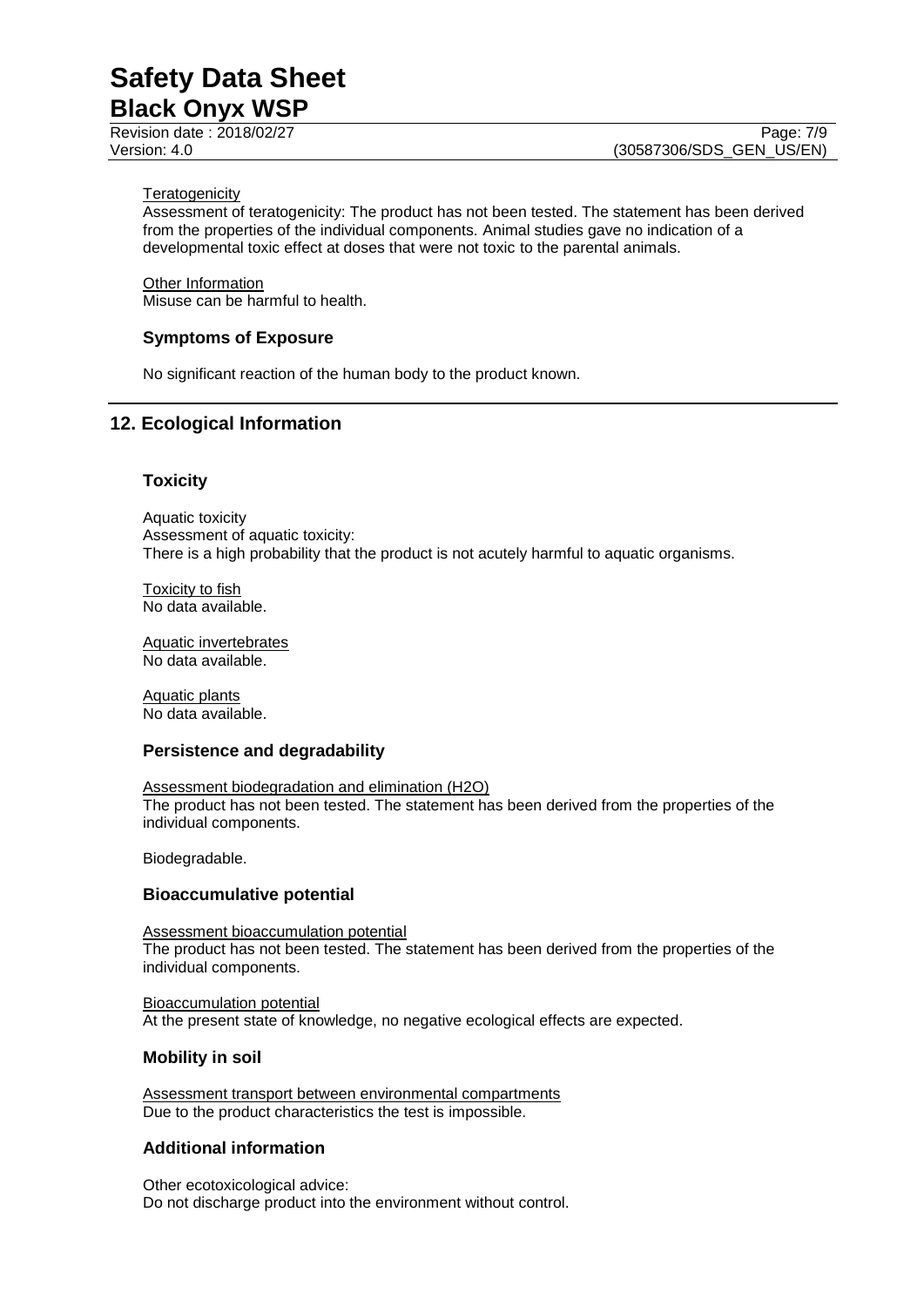Teratogenicity

Assessment of teratogenicity: The product has not been tested. The statement has been derived from the properties of the individual components. Animal studies gave no indication of a developmental toxic effect at doses that were not toxic to the parental animals.

Other Information

Misuse can be harmful to health.

### Symptoms of Exposure

No significant reaction of the human body to the product known.

## 12. Ecological Information

### Toxicity

Aquatic toxicity

Assessment of aquatic toxicity:

There is a high probability that the product is not acutely harmful to aquatic organisms.

Toxicity to fish

No data available.

Aquatic invertebrates

No data available.

Aquatic plants

No data available.

### Persistence and degradability

Assessment biodegradation and elimination ($H_2O$)

The product has not been tested. The statement has been derived from the properties of the individual components.

Biodegradable.

### Bioaccumulative potential

Assessment bioaccumulation potential

The product has not been tested. The statement has been derived from the properties of the individual components.

Bioaccumulation potential

At the present state of knowledge, no negative ecological effects are expected.

### Mobility in soil

Assessment transport between environmental compartments

Due to the product characteristics the test is impossible.

### Additional information

Other ecotoxicological advice:

Do not discharge product into the environment without control.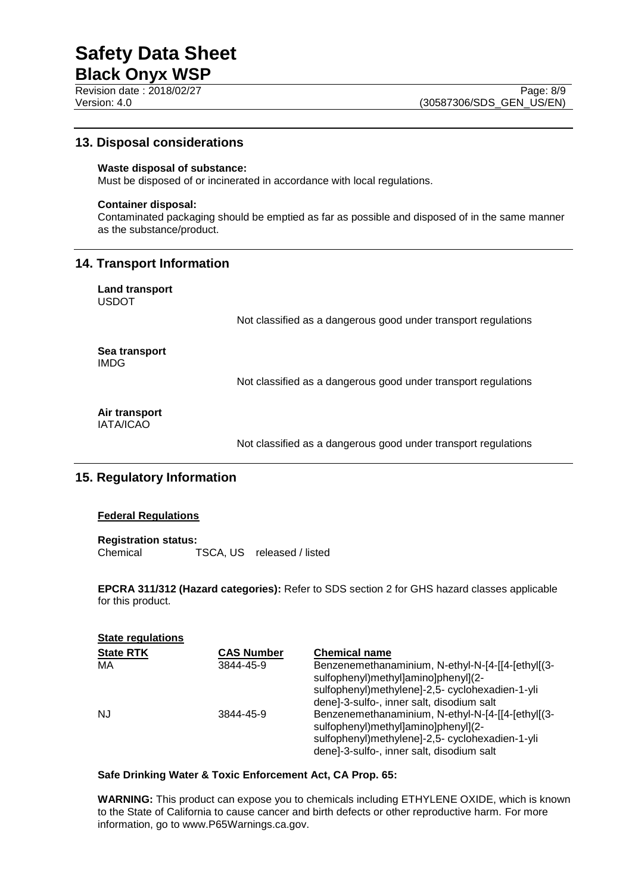## 13. Disposal considerations

**Waste disposal of substance:**
Must be disposed of or incinerated in accordance with local regulations.

**Container disposal:**
Contaminated packaging should be emptied as far as possible and disposed of in the same manner as the substance/product.

## 14. Transport Information

**Land transport**
USDOT

Not classified as a dangerous good under transport regulations

**Sea transport**
IMDG

Not classified as a dangerous good under transport regulations

**Air transport**
IATA/ICAO

Not classified as a dangerous good under transport regulations

## 15. Regulatory Information

**Federal Regulations**

**Registration status:**

| Chemical | TSCA, US | released / listed |
|---|---|---|

**EPCRA 311/312 (Hazard categories):** Refer to SDS section 2 for GHS hazard classes applicable for this product.

**State regulations**

| State RTK | CAS Number | Chemical name |
|---|---|---|
| MA | 3844-45-9 | Benzenemethanaminium, N-ethyl-N-[4-[[4-[ethyl[(3-sulfophenyl)methyl]amino]phenyl](2-sulfophenyl)methylene]-2,5- cyclohexadien-1-ylidene]-3-sulfo-, inner salt, disodium salt |
| NJ | 3844-45-9 | Benzenemethanaminium, N-ethyl-N-[4-[[4-[ethyl[(3-sulfophenyl)methyl]amino]phenyl](2-sulfophenyl)methylene]-2,5- cyclohexadien-1-ylidene]-3-sulfo-, inner salt, disodium salt |

**Safe Drinking Water & Toxic Enforcement Act, CA Prop. 65:**

**WARNING:** This product can expose you to chemicals including ETHYLENE OXIDE, which is known to the State of California to cause cancer and birth defects or other reproductive harm. For more information, go to www.P65Warnings.ca.gov.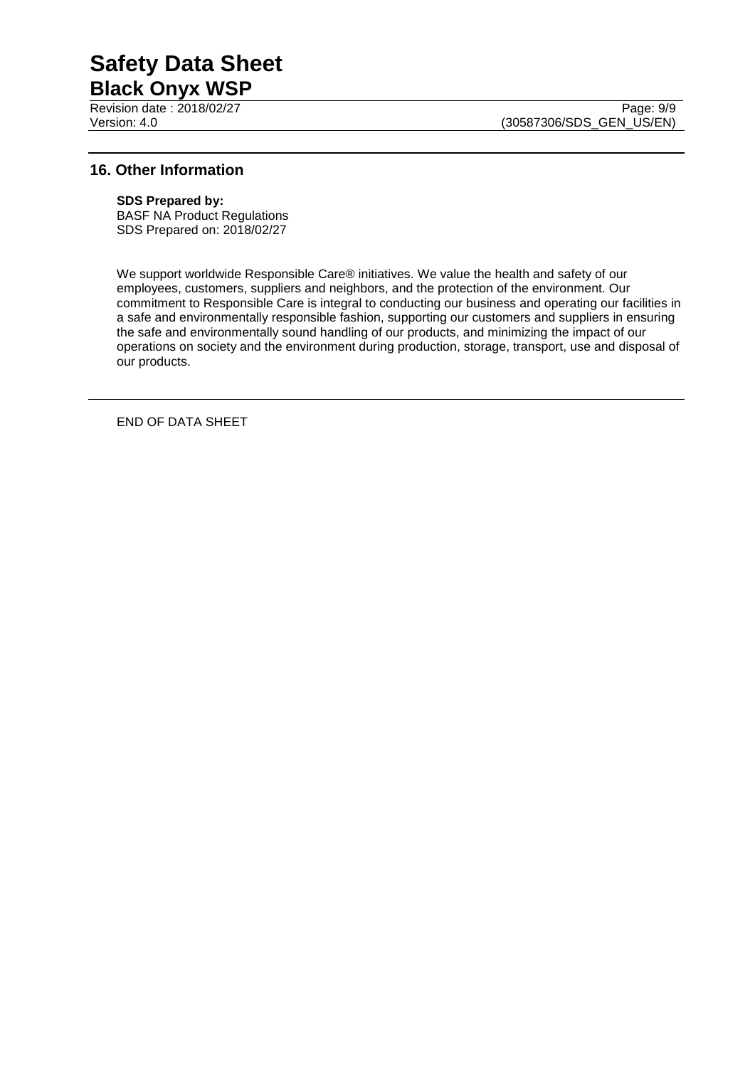## 16. Other Information

**SDS Prepared by:**
BASF NA Product Regulations
SDS Prepared on: 2018/02/27

We support worldwide Responsible Care® initiatives. We value the health and safety of our employees, customers, suppliers and neighbors, and the protection of the environment. Our commitment to Responsible Care is integral to conducting our business and operating our facilities in a safe and environmentally responsible fashion, supporting our customers and suppliers in ensuring the safe and environmentally sound handling of our products, and minimizing the impact of our operations on society and the environment during production, storage, transport, use and disposal of our products.

---

END OF DATA SHEET